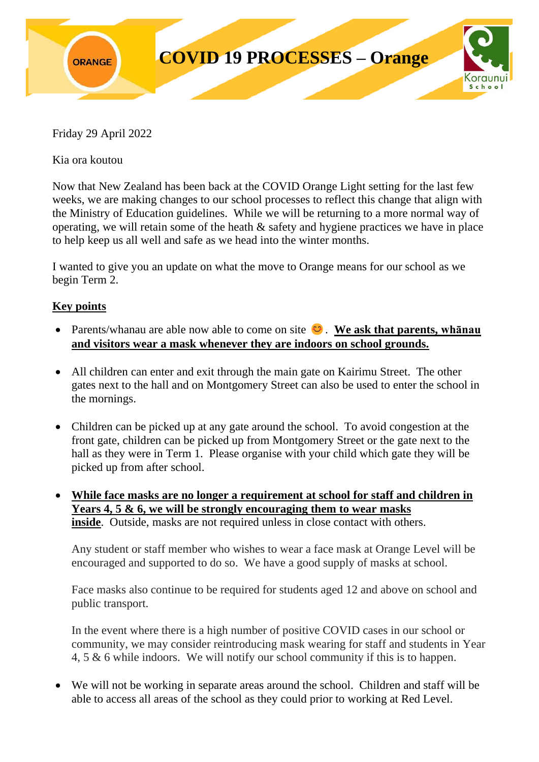# COVID 19 PROCESSES – Orange

Friday 29 April 2022

Kia ora koutou

Now that New Zealand has been back at the COVID Orange Light setting for the last few weeks, we are making changes to our school processes to reflect this change that align with the Ministry of Education guidelines. While we will be returning to a more normal way of operating, we will retain some of the heath & safety and hygiene practices we have in place to help keep us all well and safe as we head into the winter months.

I wanted to give you an update on what the move to Orange means for our school as we begin Term 2.

## Key points

- Parents/whanau are able now able to come on site 😊. **We ask that parents, whānau and visitors wear a mask whenever they are indoors on school grounds.**

- All children can enter and exit through the main gate on Kairimu Street. The other gates next to the hall and on Montgomery Street can also be used to enter the school in the mornings.

- Children can be picked up at any gate around the school. To avoid congestion at the front gate, children can be picked up from Montgomery Street or the gate next to the hall as they were in Term 1. Please organise with your child which gate they will be picked up from after school.

- **While face masks are no longer a requirement at school for staff and children in Years 4, 5 & 6, we will be strongly encouraging them to wear masks inside**. Outside, masks are not required unless in close contact with others.

  Any student or staff member who wishes to wear a face mask at Orange Level will be encouraged and supported to do so. We have a good supply of masks at school.

  Face masks also continue to be required for students aged 12 and above on school and public transport.

  In the event where there is a high number of positive COVID cases in our school or community, we may consider reintroducing mask wearing for staff and students in Year 4, 5 & 6 while indoors. We will notify our school community if this is to happen.

- We will not be working in separate areas around the school. Children and staff will be able to access all areas of the school as they could prior to working at Red Level.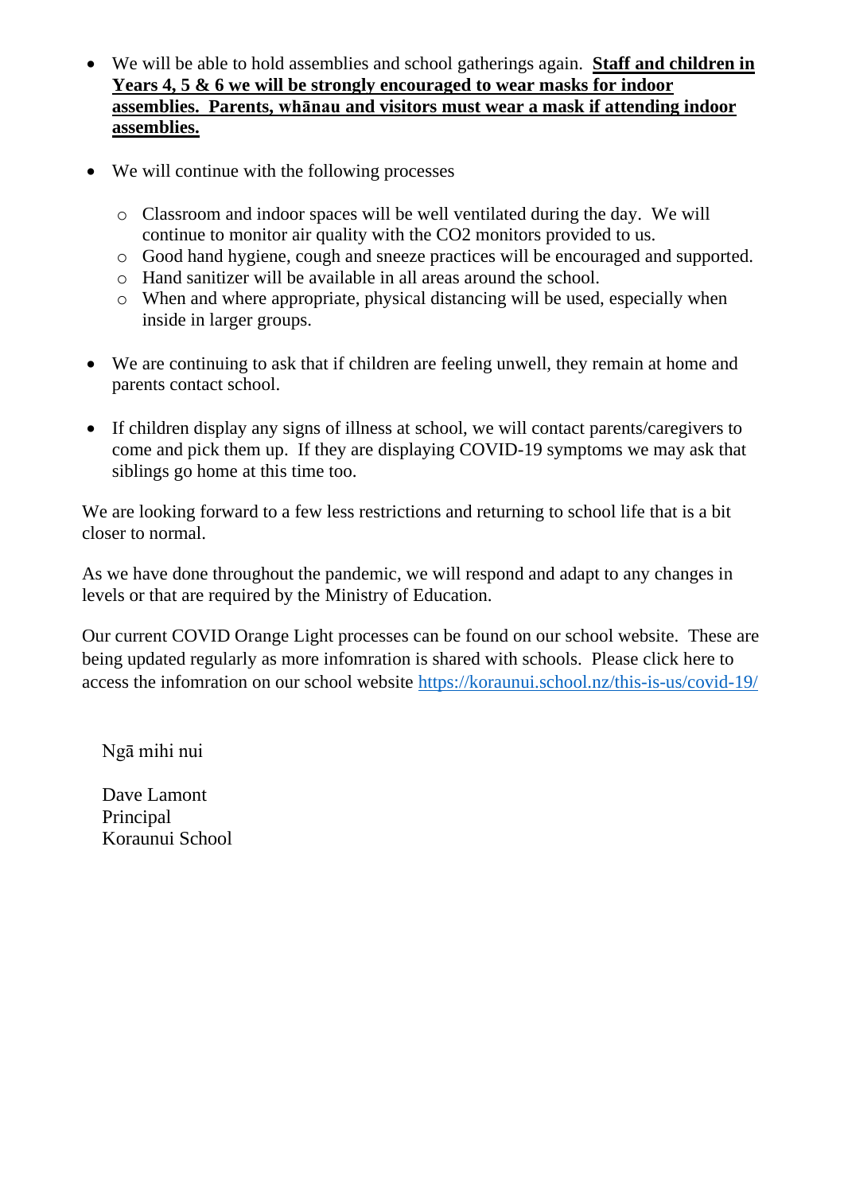- We will be able to hold assemblies and school gatherings again. **Staff and children in Years 4, 5 & 6 we will be strongly encouraged to wear masks for indoor assemblies. Parents, whānau and visitors must wear a mask if attending indoor assemblies.**

- We will continue with the following processes

  - Classroom and indoor spaces will be well ventilated during the day. We will continue to monitor air quality with the CO2 monitors provided to us.
  - Good hand hygiene, cough and sneeze practices will be encouraged and supported.
  - Hand sanitizer will be available in all areas around the school.
  - When and where appropriate, physical distancing will be used, especially when inside in larger groups.

- We are continuing to ask that if children are feeling unwell, they remain at home and parents contact school.

- If children display any signs of illness at school, we will contact parents/caregivers to come and pick them up. If they are displaying COVID-19 symptoms we may ask that siblings go home at this time too.

We are looking forward to a few less restrictions and returning to school life that is a bit closer to normal.

As we have done throughout the pandemic, we will respond and adapt to any changes in levels or that are required by the Ministry of Education.

Our current COVID Orange Light processes can be found on our school website. These are being updated regularly as more infomration is shared with schools. Please click here to access the infomration on our school website [https://koraunui.school.nz/this-is-us/covid-19/](https://koraunui.school.nz/this-is-us/covid-19/)

Ngā mihi nui

Dave Lamont
Principal
Koraunui School